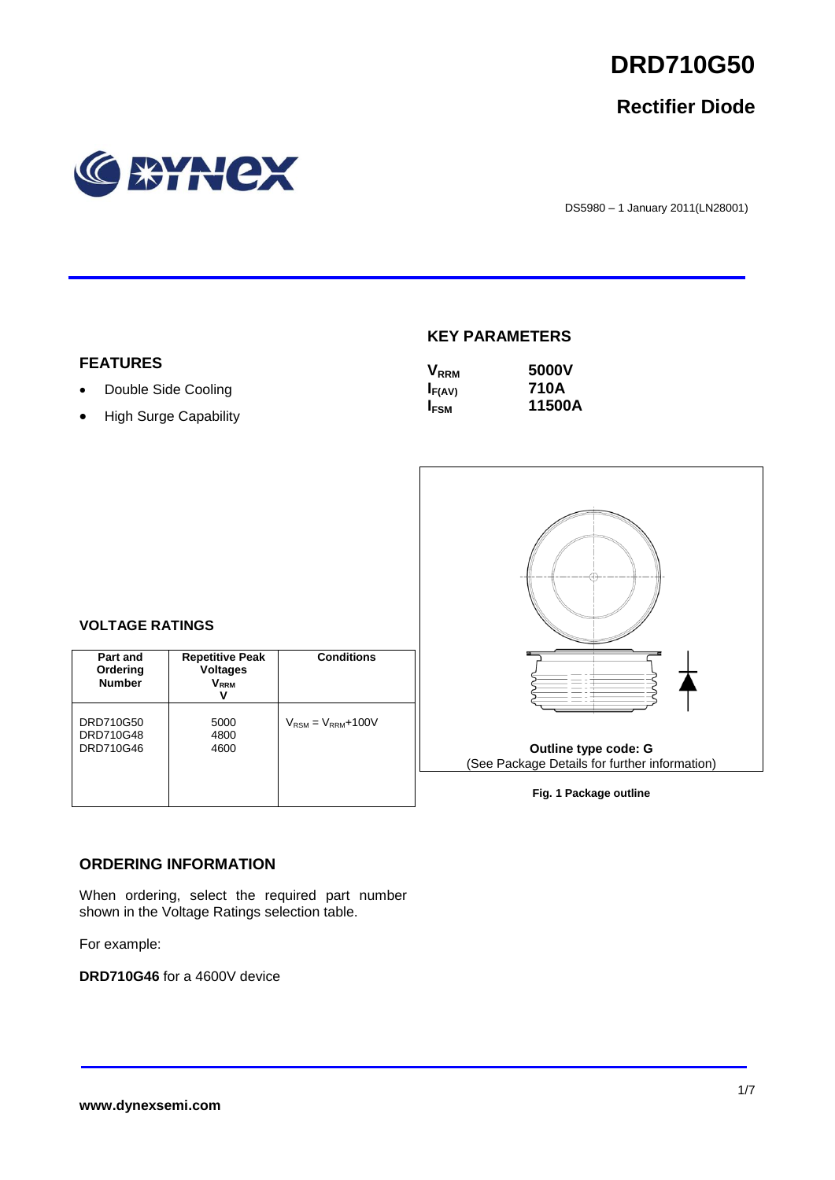# DRD710G50

## Rectifier Diode

DS5980 – 1 January 2011(LN28001)

### FEATURES

- Double Side Cooling
- High Surge Capability

### KEY PARAMETERS

| | |
|---|---|
| $V_{RRM}$ | **5000V** |
| $I_{F(AV)}$ | **710A** |
| $I_{FSM}$ | **11500A** |

### VOLTAGE RATINGS

| Part and Ordering Number | Repetitive Peak Voltages $V_{RRM}$ V | Conditions |
|---|---|---|
| DRD710G50<br>DRD710G48<br>DRD710G46 | 5000<br>4800<br>4600 | $V_{RSM} = V_{RRM}$+100V |

Outline type code: G

(See Package Details for further information)

**Fig. 1 Package outline**

### ORDERING INFORMATION

When ordering, select the required part number shown in the Voltage Ratings selection table.

For example:

**DRD710G46** for a 4600V device

**www.dynexsemi.com**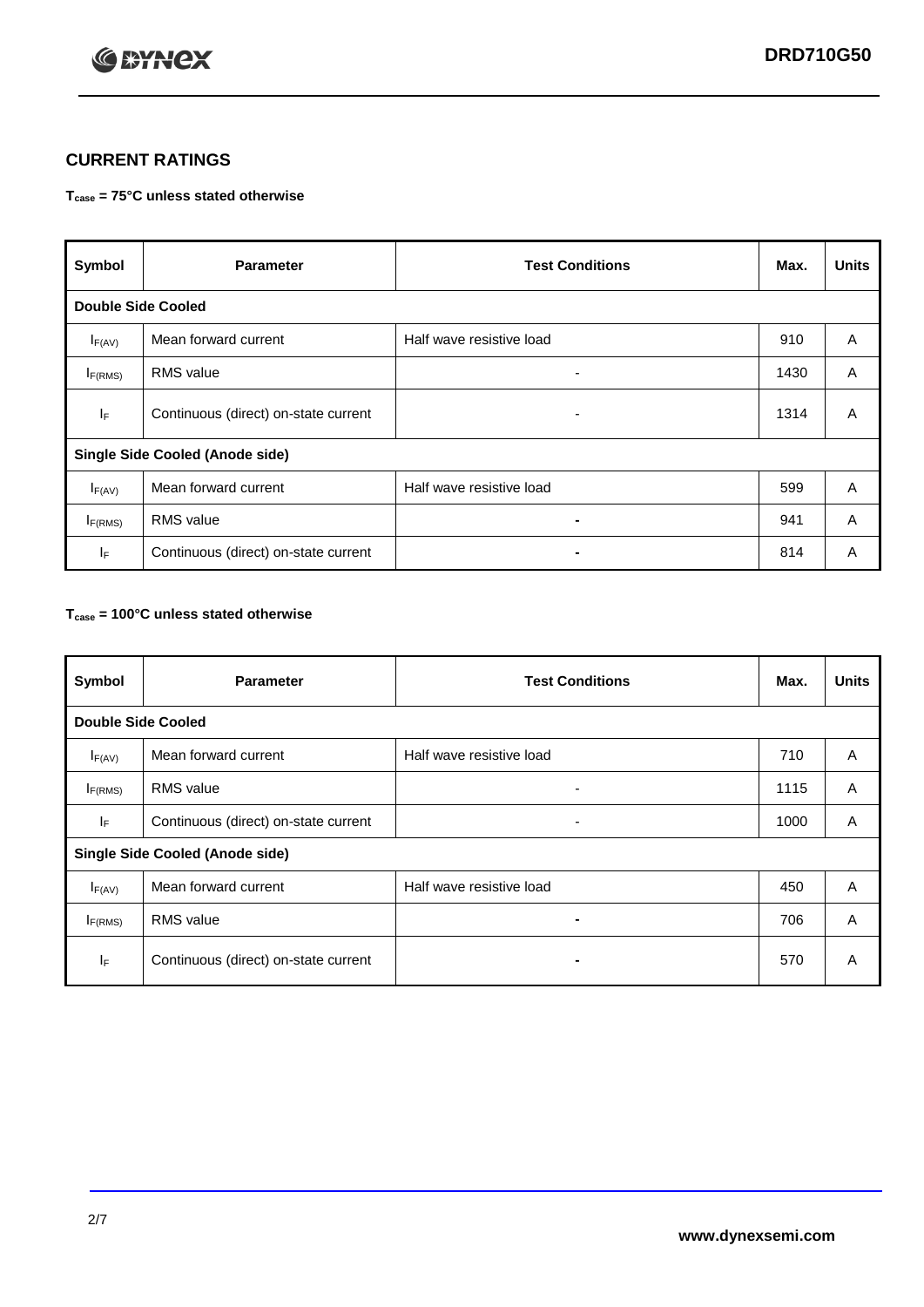## CURRENT RATINGS

**$T_{case}$ = 75°C unless stated otherwise**

| Symbol | Parameter | Test Conditions | Max. | Units |
|---|---|---|---|---|
| **Double Side Cooled** | | | | |
| $I_{F(AV)}$ | Mean forward current | Half wave resistive load | 910 | A |
| $I_{F(RMS)}$ | RMS value | - | 1430 | A |
| $I_F$ | Continuous (direct) on-state current | - | 1314 | A |
| **Single Side Cooled (Anode side)** | | | | |
| $I_{F(AV)}$ | Mean forward current | Half wave resistive load | 599 | A |
| $I_{F(RMS)}$ | RMS value | - | 941 | A |
| $I_F$ | Continuous (direct) on-state current | - | 814 | A |

**$T_{case}$ = 100°C unless stated otherwise**

| Symbol | Parameter | Test Conditions | Max. | Units |
|---|---|---|---|---|
| **Double Side Cooled** | | | | |
| $I_{F(AV)}$ | Mean forward current | Half wave resistive load | 710 | A |
| $I_{F(RMS)}$ | RMS value | - | 1115 | A |
| $I_F$ | Continuous (direct) on-state current | - | 1000 | A |
| **Single Side Cooled (Anode side)** | | | | |
| $I_{F(AV)}$ | Mean forward current | Half wave resistive load | 450 | A |
| $I_{F(RMS)}$ | RMS value | - | 706 | A |
| $I_F$ | Continuous (direct) on-state current | - | 570 | A |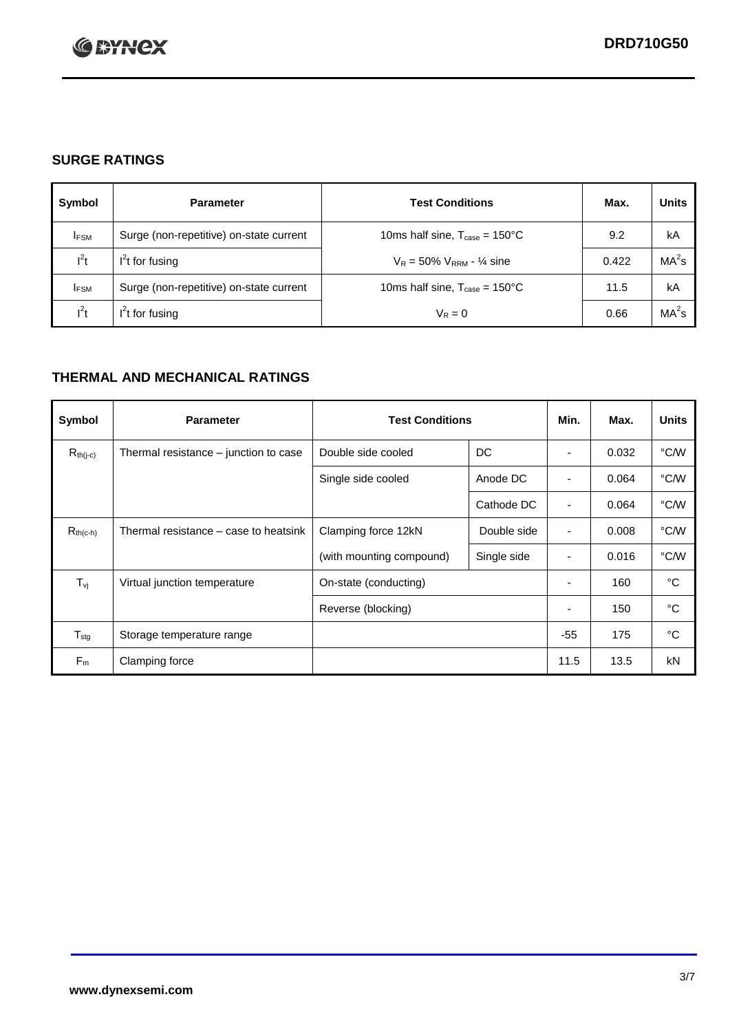## SURGE RATINGS

| Symbol | Parameter | Test Conditions | Max. | Units |
|---|---|---|---|---|
| $I_{FSM}$ | Surge (non-repetitive) on-state current | 10ms half sine, $T_{case}$ = 150°C | 9.2 | kA |
| $I^2t$ | $I^2t$ for fusing | $V_R$ = 50% $V_{RRM}$ - ¼ sine | 0.422 | $MA^2s$ |
| $I_{FSM}$ | Surge (non-repetitive) on-state current | 10ms half sine, $T_{case}$ = 150°C | 11.5 | kA |
| $I^2t$ | $I^2t$ for fusing | $V_R$ = 0 | 0.66 | $MA^2s$ |

## THERMAL AND MECHANICAL RATINGS

| Symbol | Parameter | Test Conditions | | Min. | Max. | Units |
|---|---|---|---|---|---|---|
| $R_{th(j-c)}$ | Thermal resistance – junction to case | Double side cooled | DC | - | 0.032 | °C/W |
| | | Single side cooled | Anode DC | - | 0.064 | °C/W |
| | | | Cathode DC | - | 0.064 | °C/W |
| $R_{th(c-h)}$ | Thermal resistance – case to heatsink | Clamping force 12kN | Double side | - | 0.008 | °C/W |
| | | (with mounting compound) | Single side | - | 0.016 | °C/W |
| $T_{vj}$ | Virtual junction temperature | On-state (conducting) | | - | 160 | °C |
| | | Reverse (blocking) | | - | 150 | °C |
| $T_{stg}$ | Storage temperature range | | | -55 | 175 | °C |
| $F_m$ | Clamping force | | | 11.5 | 13.5 | kN |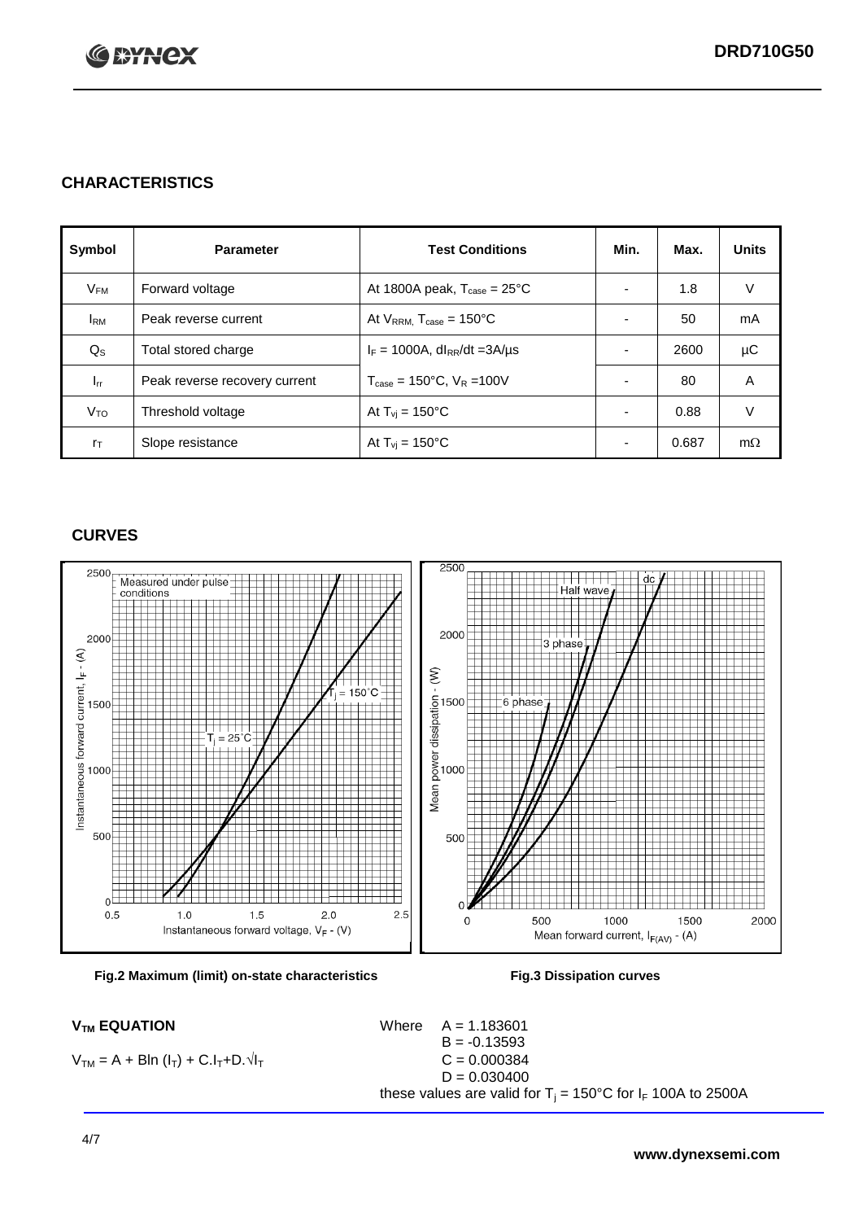## CHARACTERISTICS

| Symbol | Parameter | Test Conditions | Min. | Max. | Units |
|---|---|---|---|---|---|
| $V_{FM}$ | Forward voltage | At 1800A peak, $T_{case}$ = 25°C | - | 1.8 | V |
| $I_{RM}$ | Peak reverse current | At $V_{RRM}$, $T_{case}$ = 150°C | - | 50 | mA |
| $Q_S$ | Total stored charge | $I_F$ = 1000A, $dI_{RR}/dt$ =3A/µs | - | 2600 | µC |
| $I_{rr}$ | Peak reverse recovery current | $T_{case}$ = 150°C, $V_R$ =100V | - | 80 | A |
| $V_{TO}$ | Threshold voltage | At $T_{vj}$ = 150°C | - | 0.88 | V |
| $r_T$ | Slope resistance | At $T_{vj}$ = 150°C | - | 0.687 | mΩ |

## CURVES

Fig.2 Maximum (limit) on-state characteristics

Fig.3 Dissipation curves

### $V_{TM}$ EQUATION

$$V_{TM} = A + B\ln(I_T) + C.I_T + D.\sqrt{I_T}$$

Where
$A = 1.183601$
$B = -0.13593$
$C = 0.000384$
$D = 0.030400$

these values are valid for $T_j$ = 150°C for $I_F$ 100A to 2500A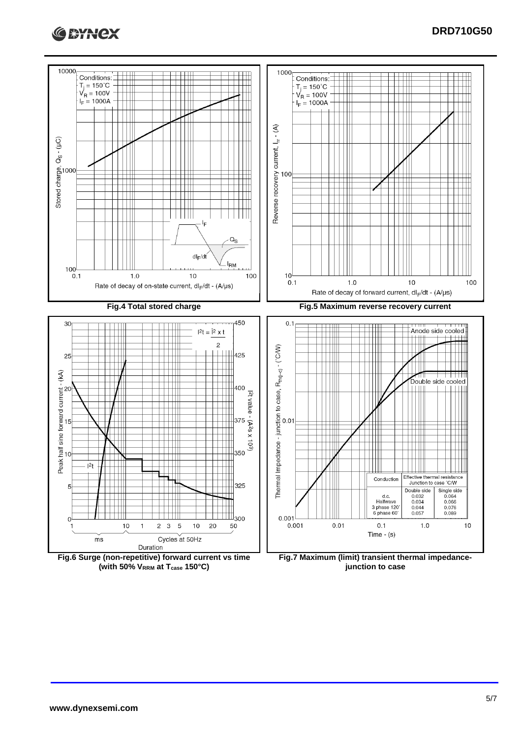Fig.4 Total stored charge

Fig.5 Maximum reverse recovery current

Fig.6 Surge (non-repetitive) forward current vs time (with 50% $V_{RRM}$ at $T_{case}$ 150°C)

| Conduction | Effective thermal resistance Junction to case °C/W | |
|---|---|---|
| | Double side | Single side |
| d.c. | 0.032 | 0.064 |
| Halfwave | 0.034 | 0.066 |
| 3 phase 120° | 0.044 | 0.076 |
| 6 phase 60° | 0.057 | 0.089 |

Fig.7 Maximum (limit) transient thermal impedance- junction to case

www.dynexsemi.com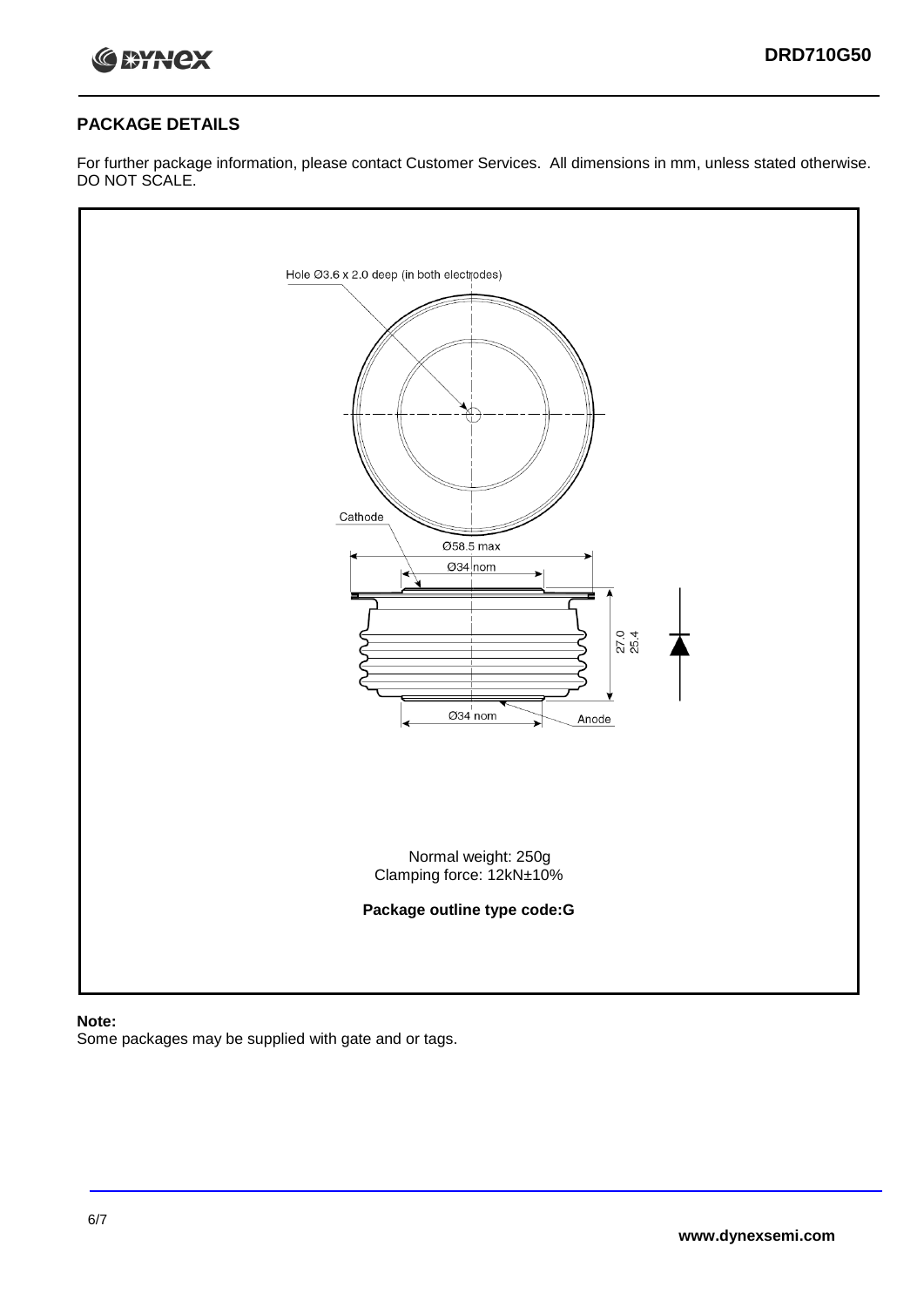## PACKAGE DETAILS

For further package information, please contact Customer Services. All dimensions in mm, unless stated otherwise. DO NOT SCALE.

Hole Ø3.6 x 2.0 deep (in both electrodes)

Cathode

Ø58.5 max

Ø34 nom

27.0
25.4

Ø34 nom

Anode

Normal weight: 250g
Clamping force: 12kN±10%

**Package outline type code:G**

**Note:**
Some packages may be supplied with gate and or tags.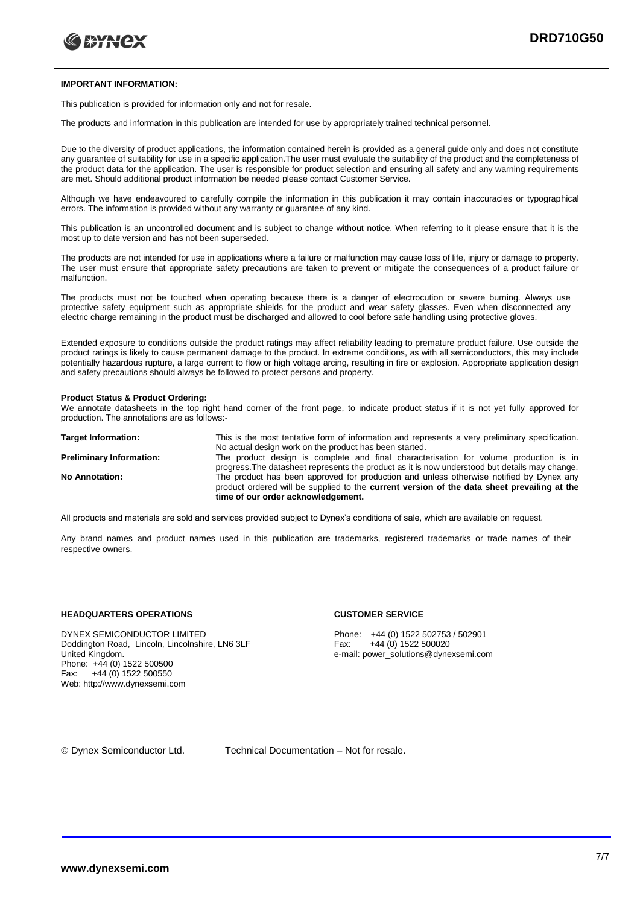**IMPORTANT INFORMATION:**

This publication is provided for information only and not for resale.

The products and information in this publication are intended for use by appropriately trained technical personnel.

Due to the diversity of product applications, the information contained herein is provided as a general guide only and does not constitute any guarantee of suitability for use in a specific application.The user must evaluate the suitability of the product and the completeness of the product data for the application. The user is responsible for product selection and ensuring all safety and any warning requirements are met. Should additional product information be needed please contact Customer Service.

Although we have endeavoured to carefully compile the information in this publication it may contain inaccuracies or typographical errors. The information is provided without any warranty or guarantee of any kind.

This publication is an uncontrolled document and is subject to change without notice. When referring to it please ensure that it is the most up to date version and has not been superseded.

The products are not intended for use in applications where a failure or malfunction may cause loss of life, injury or damage to property. The user must ensure that appropriate safety precautions are taken to prevent or mitigate the consequences of a product failure or malfunction.

The products must not be touched when operating because there is a danger of electrocution or severe burning. Always use protective safety equipment such as appropriate shields for the product and wear safety glasses. Even when disconnected any electric charge remaining in the product must be discharged and allowed to cool before safe handling using protective gloves.

Extended exposure to conditions outside the product ratings may affect reliability leading to premature product failure. Use outside the product ratings is likely to cause permanent damage to the product. In extreme conditions, as with all semiconductors, this may include potentially hazardous rupture, a large current to flow or high voltage arcing, resulting in fire or explosion. Appropriate application design and safety precautions should always be followed to protect persons and property.

**Product Status & Product Ordering:**

We annotate datasheets in the top right hand corner of the front page, to indicate product status if it is not yet fully approved for production. The annotations are as follows:-

| | |
|---|---|
| **Target Information:** | This is the most tentative form of information and represents a very preliminary specification. No actual design work on the product has been started. |
| **Preliminary Information:** | The product design is complete and final characterisation for volume production is in progress.The datasheet represents the product as it is now understood but details may change. |
| **No Annotation:** | The product has been approved for production and unless otherwise notified by Dynex any product ordered will be supplied to the **current version of the data sheet prevailing at the time of our order acknowledgement.** |

All products and materials are sold and services provided subject to Dynex's conditions of sale, which are available on request.

Any brand names and product names used in this publication are trademarks, registered trademarks or trade names of their respective owners.

**HEADQUARTERS OPERATIONS**

DYNEX SEMICONDUCTOR LIMITED
Doddington Road, Lincoln, Lincolnshire, LN6 3LF
United Kingdom.
Phone: +44 (0) 1522 500500
Fax: +44 (0) 1522 500550
Web: http://www.dynexsemi.com

**CUSTOMER SERVICE**

Phone: +44 (0) 1522 502753 / 502901
Fax: +44 (0) 1522 500020
e-mail: power_solutions@dynexsemi.com

© Dynex Semiconductor Ltd. Technical Documentation – Not for resale.